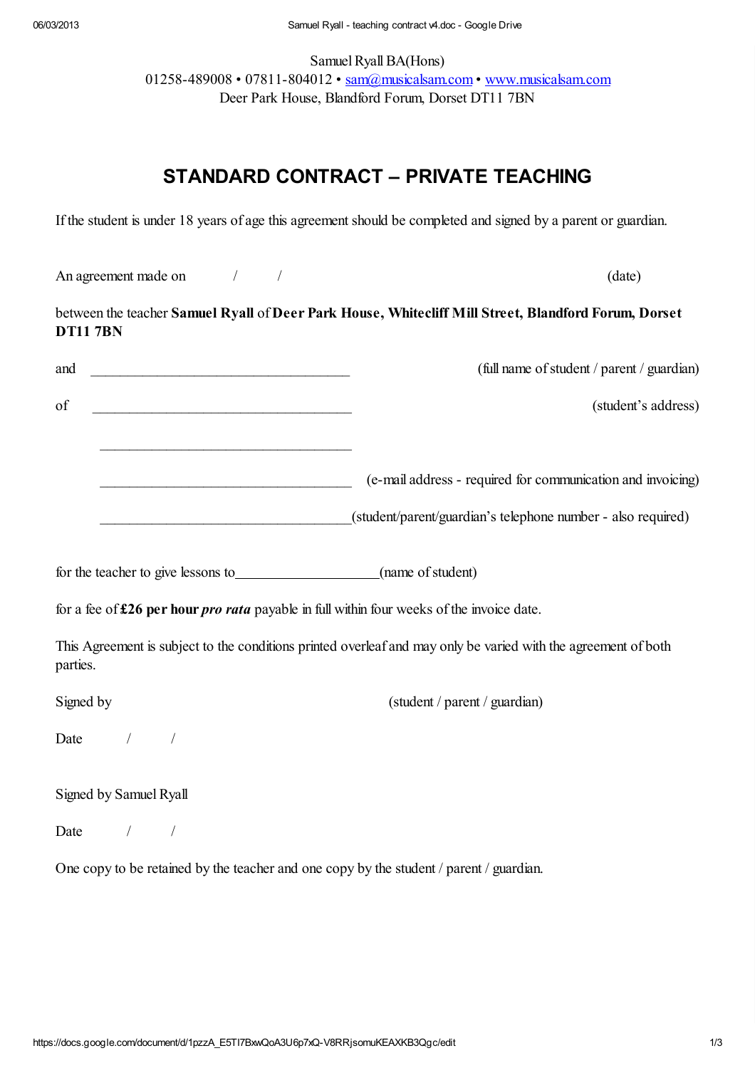Samuel Ryall BA(Hons)
01258-489008 • 07811-804012 • sam@musicalsam.com • www.musicalsam.com
Deer Park House, Blandford Forum, Dorset DT11 7BN

# STANDARD CONTRACT – PRIVATE TEACHING

If the student is under 18 years of age this agreement should be completed and signed by a parent or guardian.

An agreement made on / / (date)

between the teacher **Samuel Ryall** of **Deer Park House, Whitecliff Mill Street, Blandford Forum, Dorset DT11 7BN**

and ____________________________________ (full name of student / parent / guardian)

of ____________________________________ (student's address)

____________________________________

____________________________________ (e-mail address - required for communication and invoicing)

____________________________________(student/parent/guardian's telephone number - also required)

for the teacher to give lessons to____________________(name of student)

for a fee of **£26 per hour** ***pro rata*** payable in full within four weeks of the invoice date.

This Agreement is subject to the conditions printed overleaf and may only be varied with the agreement of both parties.

Signed by (student / parent / guardian)

Date / /

Signed by Samuel Ryall

Date / /

One copy to be retained by the teacher and one copy by the student / parent / guardian.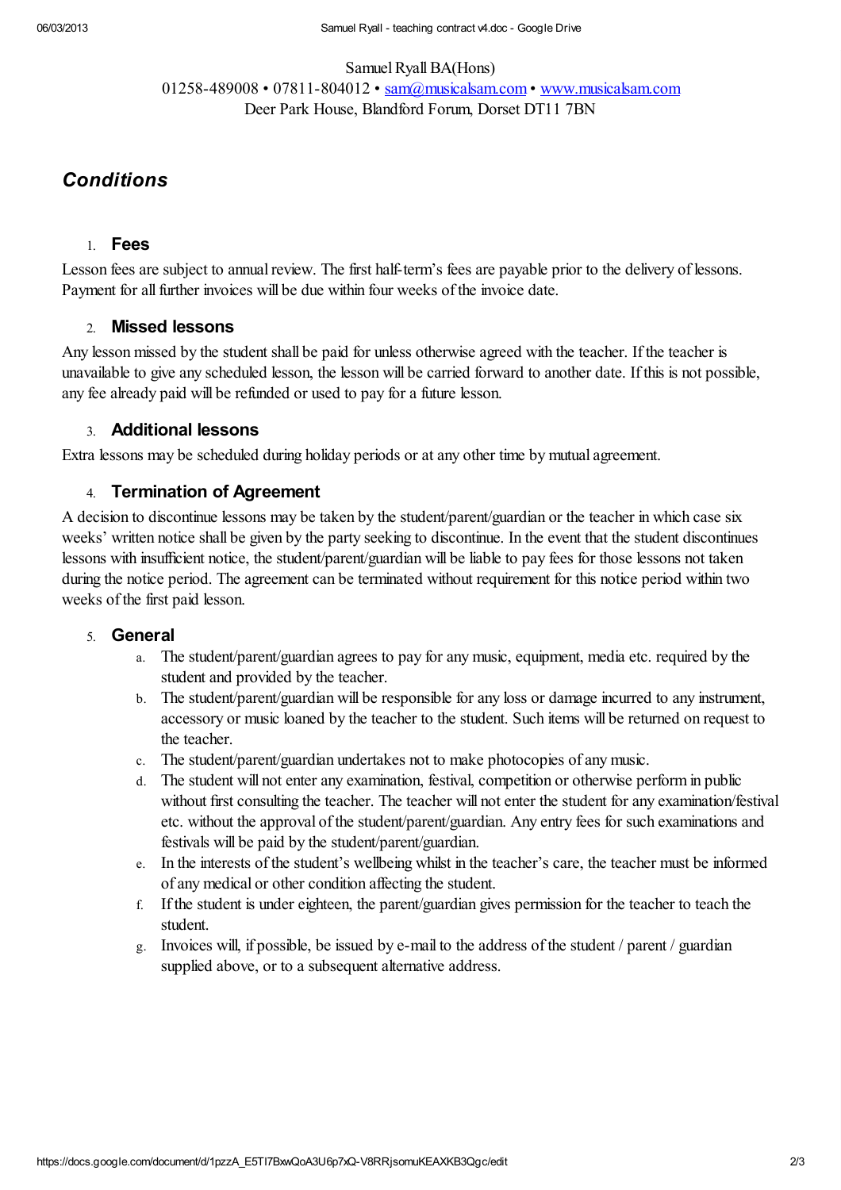Samuel Ryall BA(Hons)
01258-489008 • 07811-804012 • sam@musicalsam.com • www.musicalsam.com
Deer Park House, Blandford Forum, Dorset DT11 7BN

## *Conditions*

### 1. Fees

Lesson fees are subject to annual review. The first half-term's fees are payable prior to the delivery of lessons. Payment for all further invoices will be due within four weeks of the invoice date.

### 2. Missed lessons

Any lesson missed by the student shall be paid for unless otherwise agreed with the teacher. If the teacher is unavailable to give any scheduled lesson, the lesson will be carried forward to another date. If this is not possible, any fee already paid will be refunded or used to pay for a future lesson.

### 3. Additional lessons

Extra lessons may be scheduled during holiday periods or at any other time by mutual agreement.

### 4. Termination of Agreement

A decision to discontinue lessons may be taken by the student/parent/guardian or the teacher in which case six weeks' written notice shall be given by the party seeking to discontinue. In the event that the student discontinues lessons with insufficient notice, the student/parent/guardian will be liable to pay fees for those lessons not taken during the notice period. The agreement can be terminated without requirement for this notice period within two weeks of the first paid lesson.

### 5. General

a. The student/parent/guardian agrees to pay for any music, equipment, media etc. required by the student and provided by the teacher.
b. The student/parent/guardian will be responsible for any loss or damage incurred to any instrument, accessory or music loaned by the teacher to the student. Such items will be returned on request to the teacher.
c. The student/parent/guardian undertakes not to make photocopies of any music.
d. The student will not enter any examination, festival, competition or otherwise perform in public without first consulting the teacher. The teacher will not enter the student for any examination/festival etc. without the approval of the student/parent/guardian. Any entry fees for such examinations and festivals will be paid by the student/parent/guardian.
e. In the interests of the student's wellbeing whilst in the teacher's care, the teacher must be informed of any medical or other condition affecting the student.
f. If the student is under eighteen, the parent/guardian gives permission for the teacher to teach the student.
g. Invoices will, if possible, be issued by e-mail to the address of the student / parent / guardian supplied above, or to a subsequent alternative address.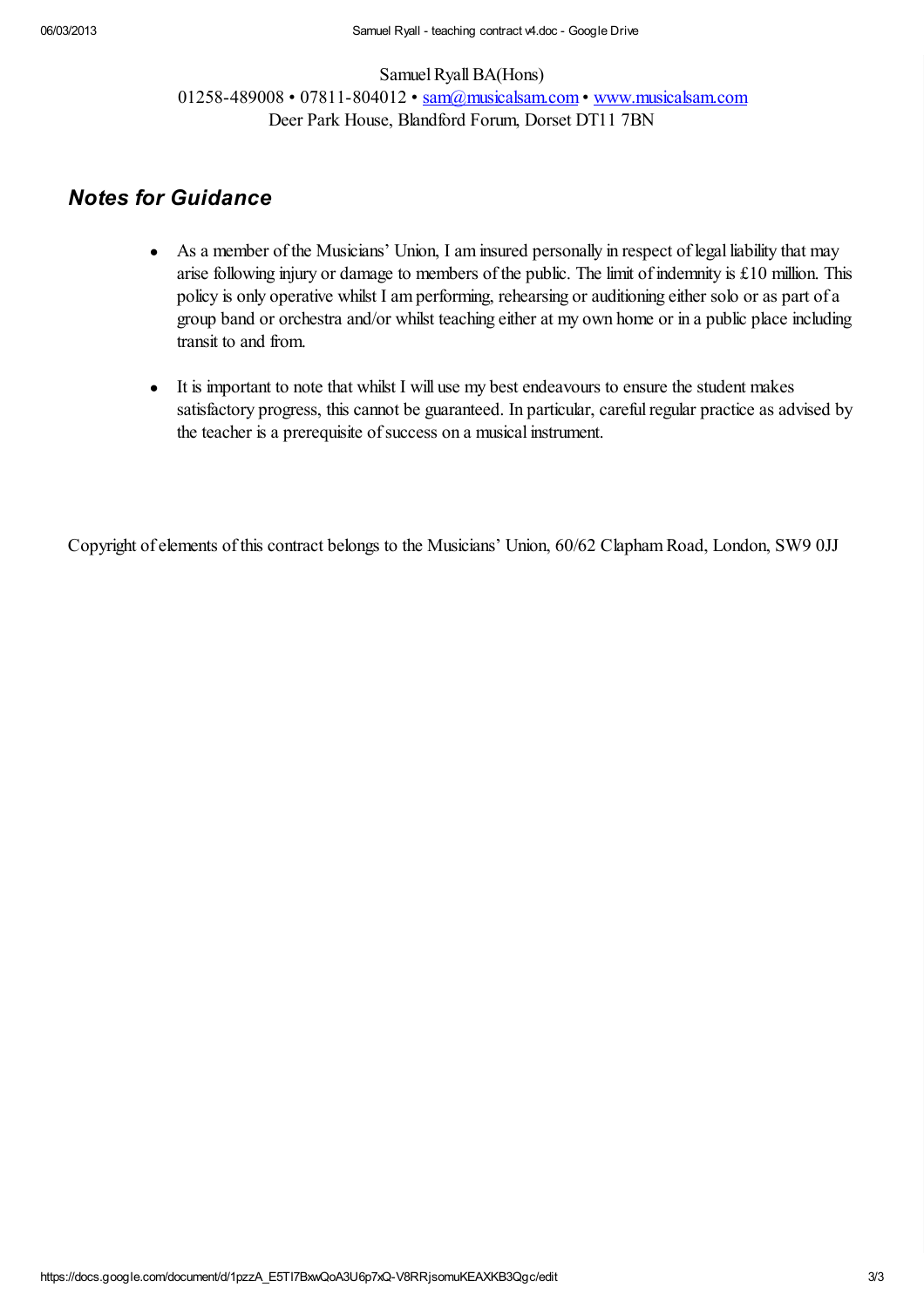Samuel Ryall BA(Hons)
01258-489008 • 07811-804012 • sam@musicalsam.com • www.musicalsam.com
Deer Park House, Blandford Forum, Dorset DT11 7BN

## *Notes for Guidance*

- As a member of the Musicians' Union, I am insured personally in respect of legal liability that may arise following injury or damage to members of the public. The limit of indemnity is £10 million. This policy is only operative whilst I am performing, rehearsing or auditioning either solo or as part of a group band or orchestra and/or whilst teaching either at my own home or in a public place including transit to and from.

- It is important to note that whilst I will use my best endeavours to ensure the student makes satisfactory progress, this cannot be guaranteed. In particular, careful regular practice as advised by the teacher is a prerequisite of success on a musical instrument.

Copyright of elements of this contract belongs to the Musicians' Union, 60/62 Clapham Road, London, SW9 0JJ